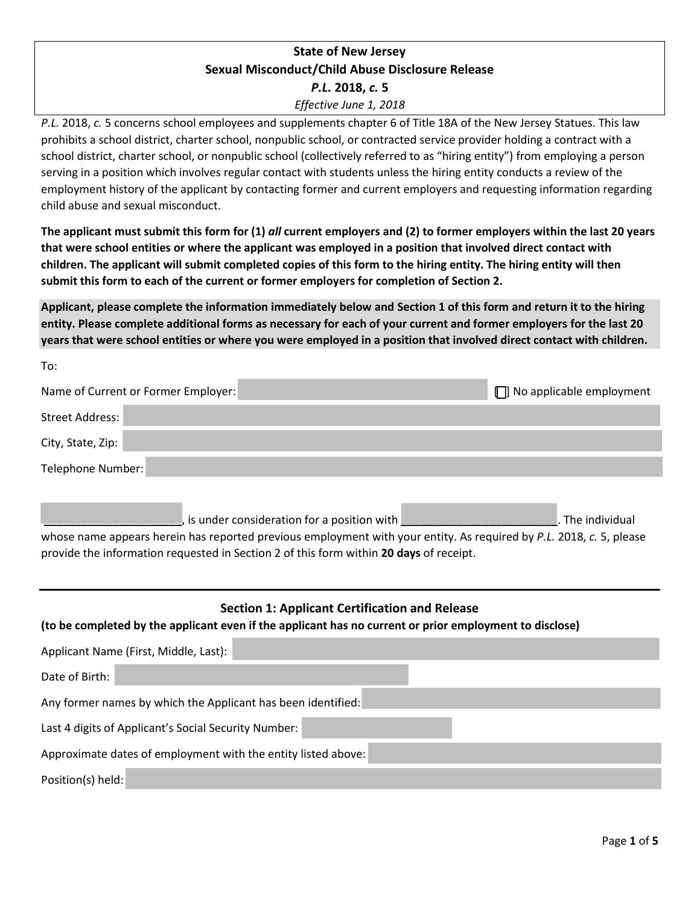**State of New Jersey**
**Sexual Misconduct/Child Abuse Disclosure Release**
***P.L.* 2018, *c.* 5**
*Effective June 1, 2018*

*P.L.* 2018, *c.* 5 concerns school employees and supplements chapter 6 of Title 18A of the New Jersey Statues. This law prohibits a school district, charter school, nonpublic school, or contracted service provider holding a contract with a school district, charter school, or nonpublic school (collectively referred to as "hiring entity") from employing a person serving in a position which involves regular contact with students unless the hiring entity conducts a review of the employment history of the applicant by contacting former and current employers and requesting information regarding child abuse and sexual misconduct.

**The applicant must submit this form for (1) *all* current employers and (2) to former employers within the last 20 years that were school entities or where the applicant was employed in a position that involved direct contact with children. The applicant will submit completed copies of this form to the hiring entity. The hiring entity will then submit this form to each of the current or former employers for completion of Section 2.**

**Applicant, please complete the information immediately below and Section 1 of this form and return it to the hiring entity. Please complete additional forms as necessary for each of your current and former employers for the last 20 years that were school entities or where you were employed in a position that involved direct contact with children.**

To:

Name of Current or Former Employer: ____________ ☐ No applicable employment

Street Address: ____________

City, State, Zip: ____________

Telephone Number: ____________

______________________, is under consideration for a position with _________________________. The individual whose name appears herein has reported previous employment with your entity. As required by *P.L.* 2018, *c.* 5, please provide the information requested in Section 2 of this form within **20 days** of receipt.

---

## Section 1: Applicant Certification and Release

**(to be completed by the applicant even if the applicant has no current or prior employment to disclose)**

Applicant Name (First, Middle, Last): ____________

Date of Birth: ____________

Any former names by which the Applicant has been identified: ____________

Last 4 digits of Applicant's Social Security Number: ____________

Approximate dates of employment with the entity listed above: ____________

Position(s) held: ____________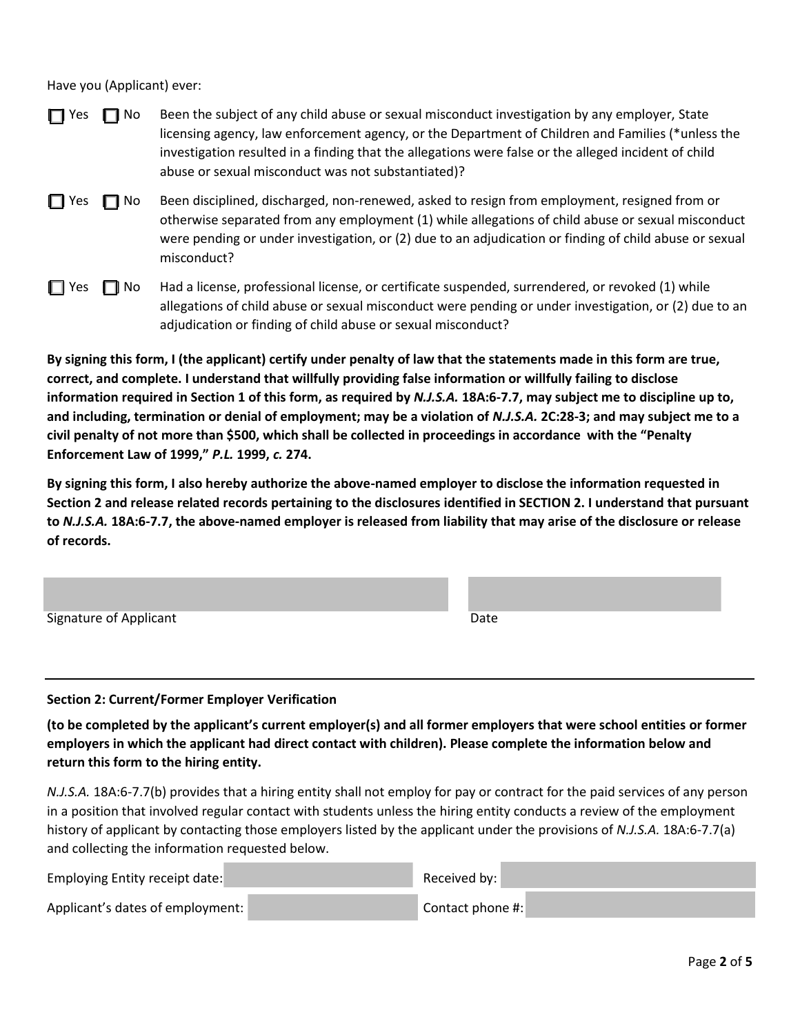Have you (Applicant) ever:

☐ Yes ☐ No Been the subject of any child abuse or sexual misconduct investigation by any employer, State licensing agency, law enforcement agency, or the Department of Children and Families (*unless the investigation resulted in a finding that the allegations were false or the alleged incident of child abuse or sexual misconduct was not substantiated)?

☐ Yes ☐ No Been disciplined, discharged, non-renewed, asked to resign from employment, resigned from or otherwise separated from any employment (1) while allegations of child abuse or sexual misconduct were pending or under investigation, or (2) due to an adjudication or finding of child abuse or sexual misconduct?

☐ Yes ☐ No Had a license, professional license, or certificate suspended, surrendered, or revoked (1) while allegations of child abuse or sexual misconduct were pending or under investigation, or (2) due to an adjudication or finding of child abuse or sexual misconduct?

**By signing this form, I (the applicant) certify under penalty of law that the statements made in this form are true, correct, and complete. I understand that willfully providing false information or willfully failing to disclose information required in Section 1 of this form, as required by *N.J.S.A.* 18A:6-7.7, may subject me to discipline up to, and including, termination or denial of employment; may be a violation of *N.J.S.A.* 2C:28-3; and may subject me to a civil penalty of not more than $500, which shall be collected in proceedings in accordance with the "Penalty Enforcement Law of 1999," *P.L.* 1999, *c.* 274.**

**By signing this form, I also hereby authorize the above-named employer to disclose the information requested in Section 2 and release related records pertaining to the disclosures identified in SECTION 2. I understand that pursuant to *N.J.S.A.* 18A:6-7.7, the above-named employer is released from liability that may arise of the disclosure or release of records.**

Signature of Applicant _______________ Date _______________

---

**Section 2: Current/Former Employer Verification**

**(to be completed by the applicant's current employer(s) and all former employers that were school entities or former employers in which the applicant had direct contact with children). Please complete the information below and return this form to the hiring entity.**

*N.J.S.A.* 18A:6-7.7(b) provides that a hiring entity shall not employ for pay or contract for the paid services of any person in a position that involved regular contact with students unless the hiring entity conducts a review of the employment history of applicant by contacting those employers listed by the applicant under the provisions of *N.J.S.A.* 18A:6-7.7(a) and collecting the information requested below.

Employing Entity receipt date: _______________ Received by: _______________

Applicant's dates of employment: _______________ Contact phone #: _______________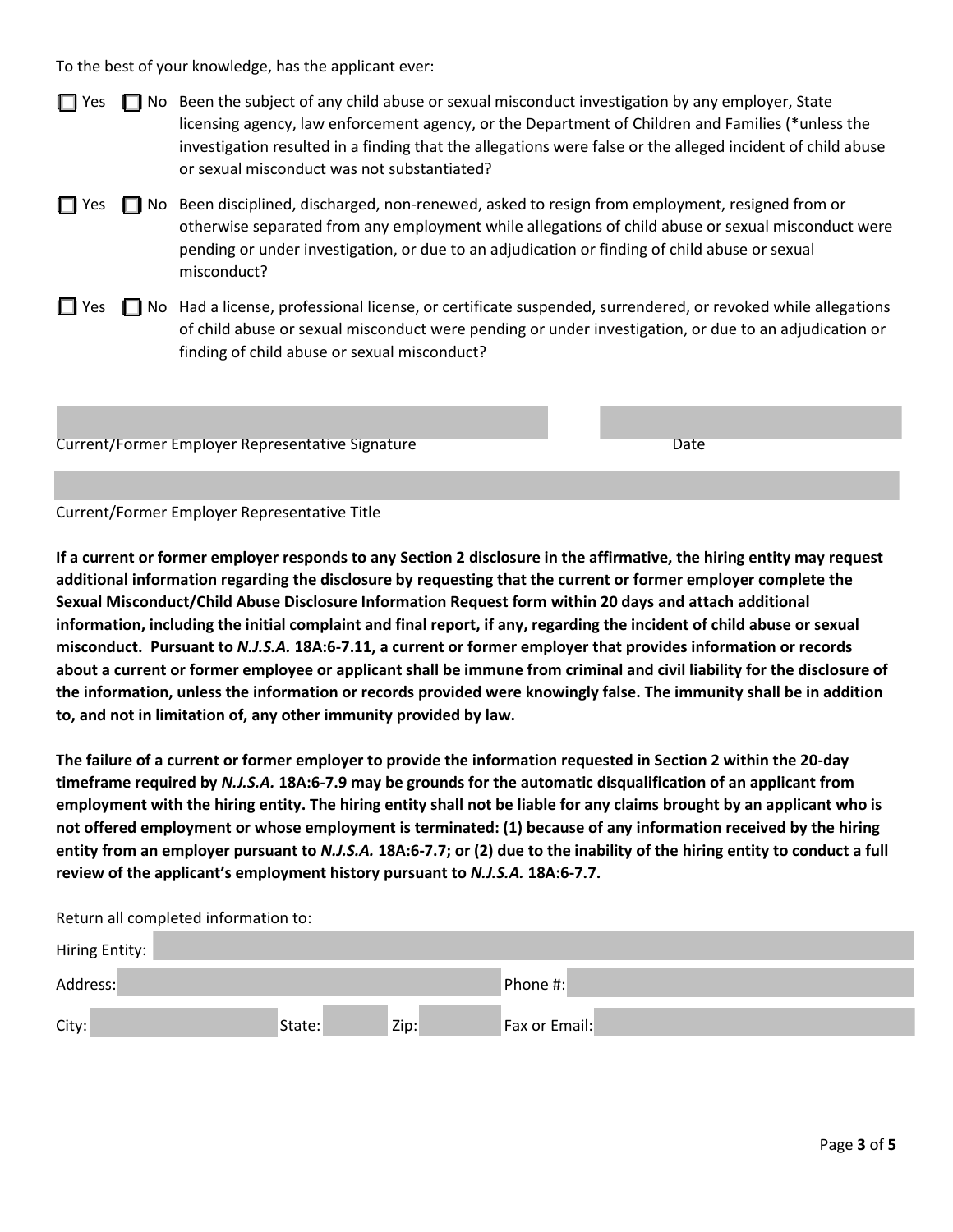To the best of your knowledge, has the applicant ever:

☐ Yes ☐ No Been the subject of any child abuse or sexual misconduct investigation by any employer, State licensing agency, law enforcement agency, or the Department of Children and Families (*unless the investigation resulted in a finding that the allegations were false or the alleged incident of child abuse or sexual misconduct was not substantiated?

☐ Yes ☐ No Been disciplined, discharged, non-renewed, asked to resign from employment, resigned from or otherwise separated from any employment while allegations of child abuse or sexual misconduct were pending or under investigation, or due to an adjudication or finding of child abuse or sexual misconduct?

☐ Yes ☐ No Had a license, professional license, or certificate suspended, surrendered, or revoked while allegations of child abuse or sexual misconduct were pending or under investigation, or due to an adjudication or finding of child abuse or sexual misconduct?

Current/Former Employer Representative Signature ____________________ Date ____________

Current/Former Employer Representative Title ____________________

**If a current or former employer responds to any Section 2 disclosure in the affirmative, the hiring entity may request additional information regarding the disclosure by requesting that the current or former employer complete the Sexual Misconduct/Child Abuse Disclosure Information Request form within 20 days and attach additional information, including the initial complaint and final report, if any, regarding the incident of child abuse or sexual misconduct. Pursuant to *N.J.S.A.* 18A:6-7.11, a current or former employer that provides information or records about a current or former employee or applicant shall be immune from criminal and civil liability for the disclosure of the information, unless the information or records provided were knowingly false. The immunity shall be in addition to, and not in limitation of, any other immunity provided by law.**

**The failure of a current or former employer to provide the information requested in Section 2 within the 20-day timeframe required by *N.J.S.A.* 18A:6-7.9 may be grounds for the automatic disqualification of an applicant from employment with the hiring entity. The hiring entity shall not be liable for any claims brought by an applicant who is not offered employment or whose employment is terminated: (1) because of any information received by the hiring entity from an employer pursuant to *N.J.S.A.* 18A:6-7.7; or (2) due to the inability of the hiring entity to conduct a full review of the applicant's employment history pursuant to *N.J.S.A.* 18A:6-7.7.**

Return all completed information to:

Hiring Entity: ____________________

Address: ____________________ Phone #: ____________________

City: ____________ State: ______ Zip: ______ Fax or Email: ____________________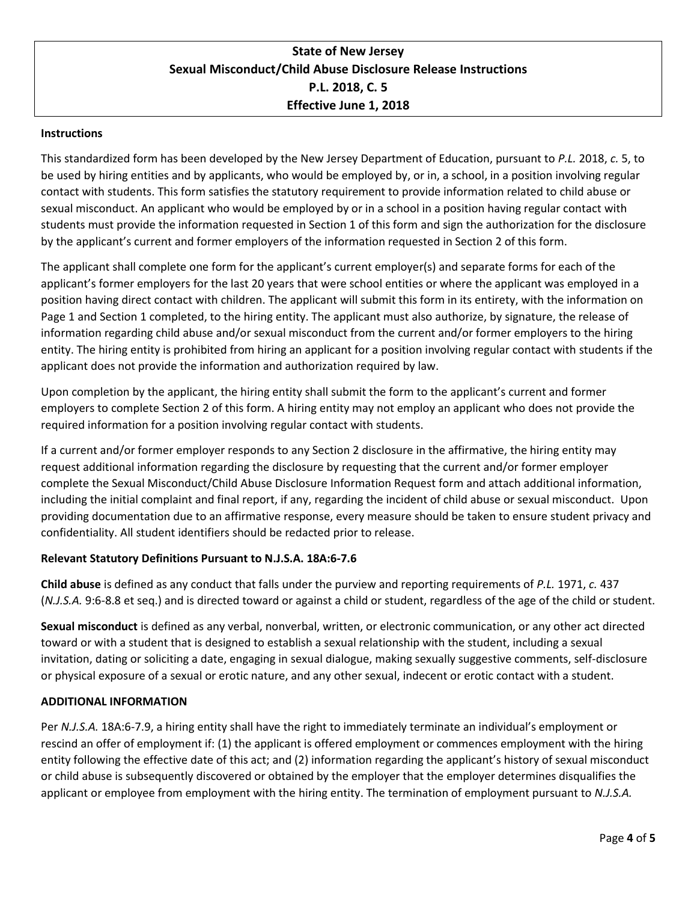# State of New Jersey
# Sexual Misconduct/Child Abuse Disclosure Release Instructions
# P.L. 2018, C. 5
# Effective June 1, 2018

**Instructions**

This standardized form has been developed by the New Jersey Department of Education, pursuant to *P.L.* 2018, *c.* 5, to be used by hiring entities and by applicants, who would be employed by, or in, a school, in a position involving regular contact with students. This form satisfies the statutory requirement to provide information related to child abuse or sexual misconduct. An applicant who would be employed by or in a school in a position having regular contact with students must provide the information requested in Section 1 of this form and sign the authorization for the disclosure by the applicant's current and former employers of the information requested in Section 2 of this form.

The applicant shall complete one form for the applicant's current employer(s) and separate forms for each of the applicant's former employers for the last 20 years that were school entities or where the applicant was employed in a position having direct contact with children. The applicant will submit this form in its entirety, with the information on Page 1 and Section 1 completed, to the hiring entity. The applicant must also authorize, by signature, the release of information regarding child abuse and/or sexual misconduct from the current and/or former employers to the hiring entity. The hiring entity is prohibited from hiring an applicant for a position involving regular contact with students if the applicant does not provide the information and authorization required by law.

Upon completion by the applicant, the hiring entity shall submit the form to the applicant's current and former employers to complete Section 2 of this form. A hiring entity may not employ an applicant who does not provide the required information for a position involving regular contact with students.

If a current and/or former employer responds to any Section 2 disclosure in the affirmative, the hiring entity may request additional information regarding the disclosure by requesting that the current and/or former employer complete the Sexual Misconduct/Child Abuse Disclosure Information Request form and attach additional information, including the initial complaint and final report, if any, regarding the incident of child abuse or sexual misconduct. Upon providing documentation due to an affirmative response, every measure should be taken to ensure student privacy and confidentiality. All student identifiers should be redacted prior to release.

**Relevant Statutory Definitions Pursuant to N.J.S.A. 18A:6-7.6**

**Child abuse** is defined as any conduct that falls under the purview and reporting requirements of *P.L.* 1971, *c.* 437 (*N.J.S.A.* 9:6-8.8 et seq.) and is directed toward or against a child or student, regardless of the age of the child or student.

**Sexual misconduct** is defined as any verbal, nonverbal, written, or electronic communication, or any other act directed toward or with a student that is designed to establish a sexual relationship with the student, including a sexual invitation, dating or soliciting a date, engaging in sexual dialogue, making sexually suggestive comments, self-disclosure or physical exposure of a sexual or erotic nature, and any other sexual, indecent or erotic contact with a student.

**ADDITIONAL INFORMATION**

Per *N.J.S.A.* 18A:6-7.9, a hiring entity shall have the right to immediately terminate an individual's employment or rescind an offer of employment if: (1) the applicant is offered employment or commences employment with the hiring entity following the effective date of this act; and (2) information regarding the applicant's history of sexual misconduct or child abuse is subsequently discovered or obtained by the employer that the employer determines disqualifies the applicant or employee from employment with the hiring entity. The termination of employment pursuant to *N.J.S.A.*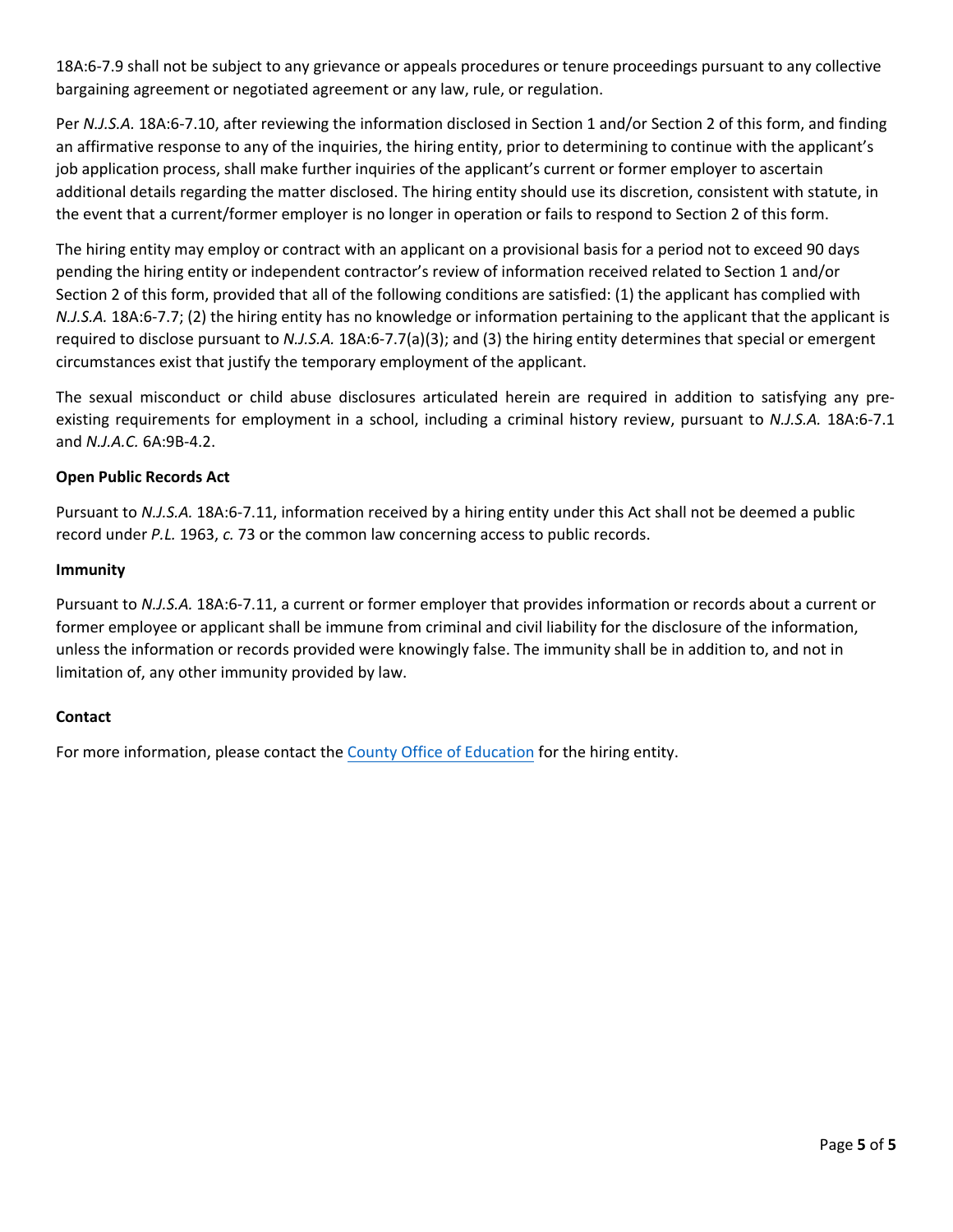18A:6-7.9 shall not be subject to any grievance or appeals procedures or tenure proceedings pursuant to any collective bargaining agreement or negotiated agreement or any law, rule, or regulation.

Per *N.J.S.A.* 18A:6-7.10, after reviewing the information disclosed in Section 1 and/or Section 2 of this form, and finding an affirmative response to any of the inquiries, the hiring entity, prior to determining to continue with the applicant's job application process, shall make further inquiries of the applicant's current or former employer to ascertain additional details regarding the matter disclosed. The hiring entity should use its discretion, consistent with statute, in the event that a current/former employer is no longer in operation or fails to respond to Section 2 of this form.

The hiring entity may employ or contract with an applicant on a provisional basis for a period not to exceed 90 days pending the hiring entity or independent contractor's review of information received related to Section 1 and/or Section 2 of this form, provided that all of the following conditions are satisfied: (1) the applicant has complied with *N.J.S.A.* 18A:6-7.7; (2) the hiring entity has no knowledge or information pertaining to the applicant that the applicant is required to disclose pursuant to *N.J.S.A.* 18A:6-7.7(a)(3); and (3) the hiring entity determines that special or emergent circumstances exist that justify the temporary employment of the applicant.

The sexual misconduct or child abuse disclosures articulated herein are required in addition to satisfying any pre-existing requirements for employment in a school, including a criminal history review, pursuant to *N.J.S.A.* 18A:6-7.1 and *N.J.A.C.* 6A:9B-4.2.

**Open Public Records Act**

Pursuant to *N.J.S.A.* 18A:6-7.11, information received by a hiring entity under this Act shall not be deemed a public record under *P.L.* 1963, *c.* 73 or the common law concerning access to public records.

**Immunity**

Pursuant to *N.J.S.A.* 18A:6-7.11, a current or former employer that provides information or records about a current or former employee or applicant shall be immune from criminal and civil liability for the disclosure of the information, unless the information or records provided were knowingly false. The immunity shall be in addition to, and not in limitation of, any other immunity provided by law.

**Contact**

For more information, please contact the County Office of Education for the hiring entity.